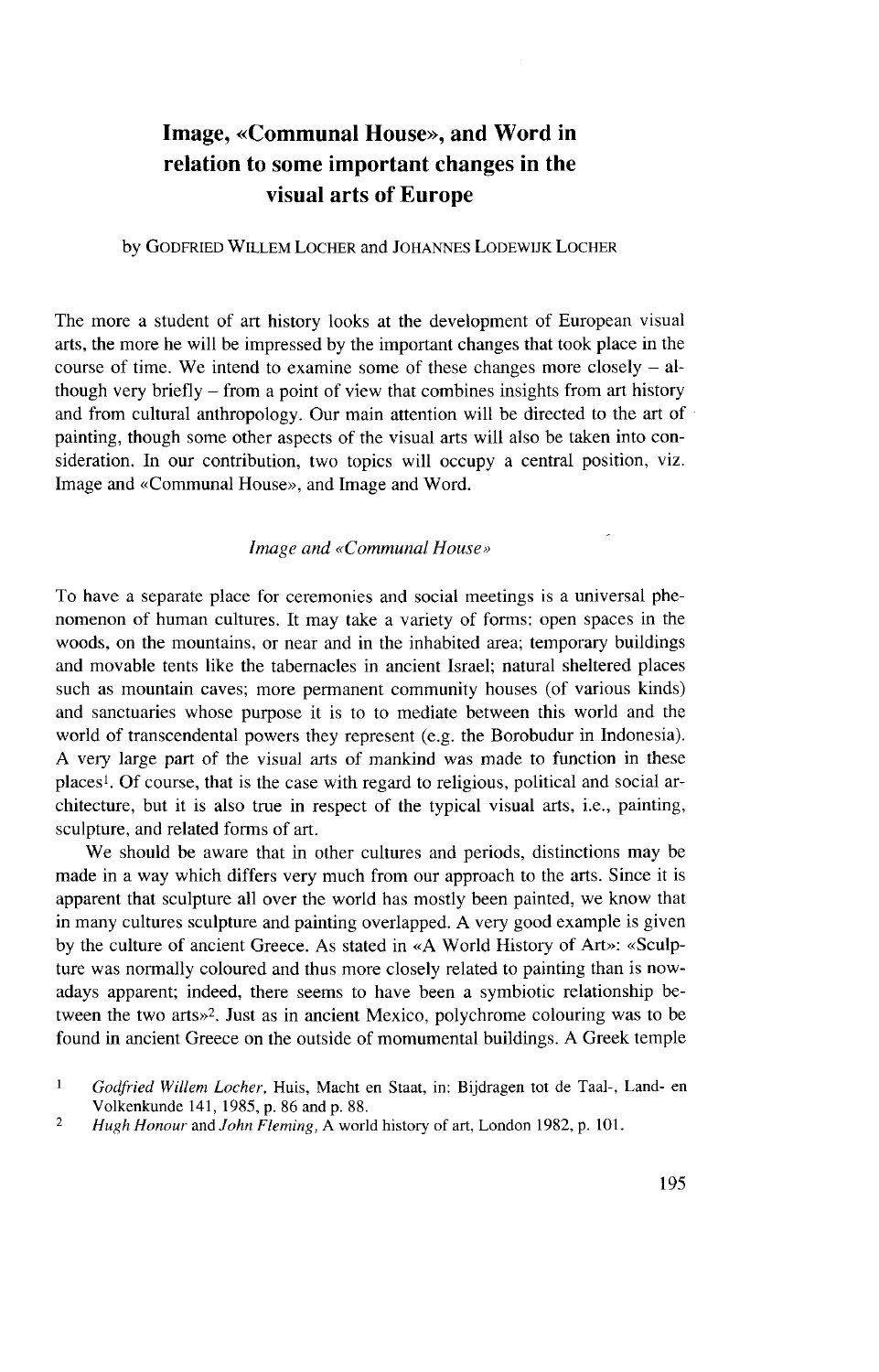# Image, «Communal House», and Word in relation to some important changes in the visual arts of Europe

by GODFRIED WILLEM LOCHER and JOHANNES LODEWIJK LOCHER

The more a student of art history looks at the development of European visual arts, the more he will be impressed by the important changes that took place in the course of time. We intend to examine some of these changes more closely – although very briefly – from a point of view that combines insights from art history and from cultural anthropology. Our main attention will be directed to the art of painting, though some other aspects of the visual arts will also be taken into consideration. In our contribution, two topics will occupy a central position, viz. Image and «Communal House», and Image and Word.

## *Image and «Communal House»*

To have a separate place for ceremonies and social meetings is a universal phenomenon of human cultures. It may take a variety of forms: open spaces in the woods, on the mountains, or near and in the inhabited area; temporary buildings and movable tents like the tabernacles in ancient Israel; natural sheltered places such as mountain caves; more permanent community houses (of various kinds) and sanctuaries whose purpose it is to to mediate between this world and the world of transcendental powers they represent (e.g. the Borobudur in Indonesia). A very large part of the visual arts of mankind was made to function in these places[1]. Of course, that is the case with regard to religious, political and social architecture, but it is also true in respect of the typical visual arts, i.e., painting, sculpture, and related forms of art.

We should be aware that in other cultures and periods, distinctions may be made in a way which differs very much from our approach to the arts. Since it is apparent that sculpture all over the world has mostly been painted, we know that in many cultures sculpture and painting overlapped. A very good example is given by the culture of ancient Greece. As stated in «A World History of Art»: «Sculpture was normally coloured and thus more closely related to painting than is nowadays apparent; indeed, there seems to have been a symbiotic relationship between the two arts»[2]. Just as in ancient Mexico, polychrome colouring was to be found in ancient Greece on the outside of momumental buildings. A Greek temple

---

1 *Godfried Willem Locher*, Huis, Macht en Staat, in: Bijdragen tot de Taal-, Land- en Volkenkunde 141, 1985, p. 86 and p. 88.

2 *Hugh Honour* and *John Fleming*, A world history of art, London 1982, p. 101.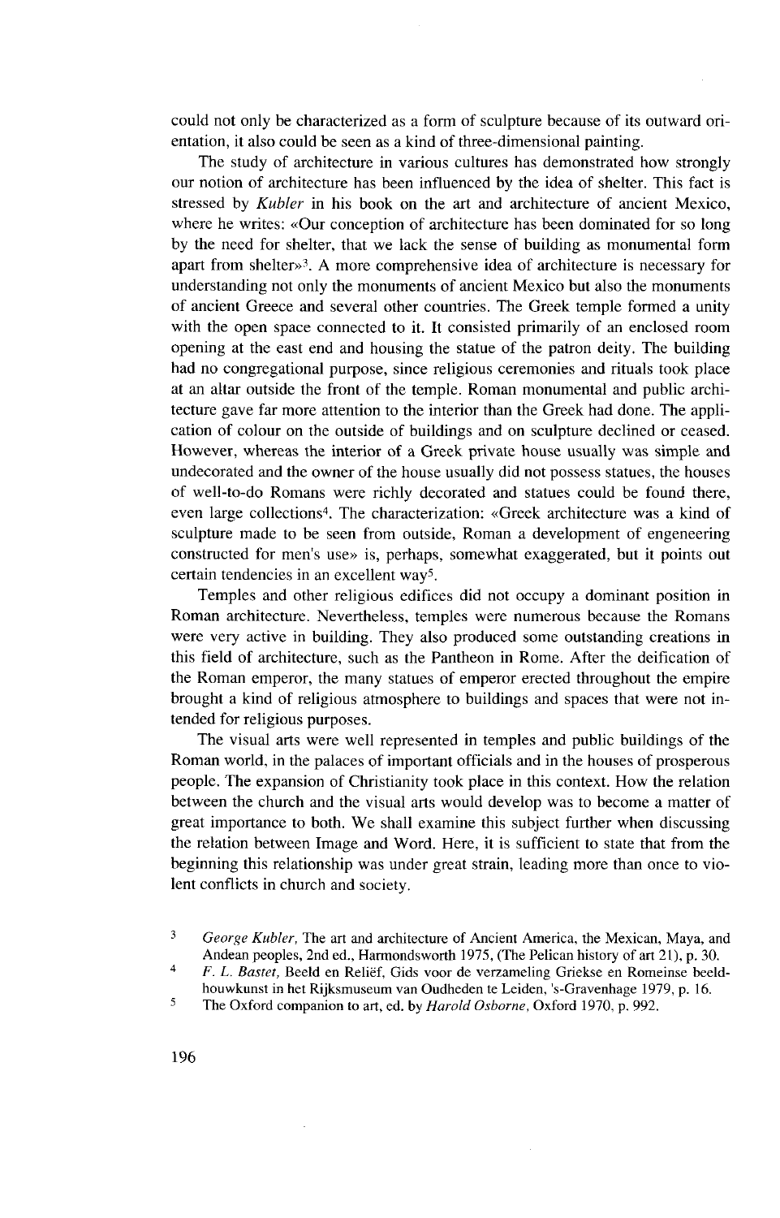could not only be characterized as a form of sculpture because of its outward orientation, it also could be seen as a kind of three-dimensional painting.

The study of architecture in various cultures has demonstrated how strongly our notion of architecture has been influenced by the idea of shelter. This fact is stressed by *Kubler* in his book on the art and architecture of ancient Mexico, where he writes: «Our conception of architecture has been dominated for so long by the need for shelter, that we lack the sense of building as monumental form apart from shelter»[3]. A more comprehensive idea of architecture is necessary for understanding not only the monuments of ancient Mexico but also the monuments of ancient Greece and several other countries. The Greek temple formed a unity with the open space connected to it. It consisted primarily of an enclosed room opening at the east end and housing the statue of the patron deity. The building had no congregational purpose, since religious ceremonies and rituals took place at an altar outside the front of the temple. Roman monumental and public architecture gave far more attention to the interior than the Greek had done. The application of colour on the outside of buildings and on sculpture declined or ceased. However, whereas the interior of a Greek private house usually was simple and undecorated and the owner of the house usually did not possess statues, the houses of well-to-do Romans were richly decorated and statues could be found there, even large collections[4]. The characterization: «Greek architecture was a kind of sculpture made to be seen from outside, Roman a development of engeneering constructed for men's use» is, perhaps, somewhat exaggerated, but it points out certain tendencies in an excellent way[5].

Temples and other religious edifices did not occupy a dominant position in Roman architecture. Nevertheless, temples were numerous because the Romans were very active in building. They also produced some outstanding creations in this field of architecture, such as the Pantheon in Rome. After the deification of the Roman emperor, the many statues of emperor erected throughout the empire brought a kind of religious atmosphere to buildings and spaces that were not intended for religious purposes.

The visual arts were well represented in temples and public buildings of the Roman world, in the palaces of important officials and in the houses of prosperous people. The expansion of Christianity took place in this context. How the relation between the church and the visual arts would develop was to become a matter of great importance to both. We shall examine this subject further when discussing the relation between Image and Word. Here, it is sufficient to state that from the beginning this relationship was under great strain, leading more than once to violent conflicts in church and society.

---

3 *George Kubler,* The art and architecture of Ancient America, the Mexican, Maya, and Andean peoples, 2nd ed., Harmondsworth 1975, (The Pelican history of art 21), p. 30.

4 *F. L. Bastet,* Beeld en Reliëf, Gids voor de verzameling Griekse en Romeinse beeldhouwkunst in het Rijksmuseum van Oudheden te Leiden, 's-Gravenhage 1979, p. 16.

5 The Oxford companion to art, ed. by *Harold Osborne,* Oxford 1970, p. 992.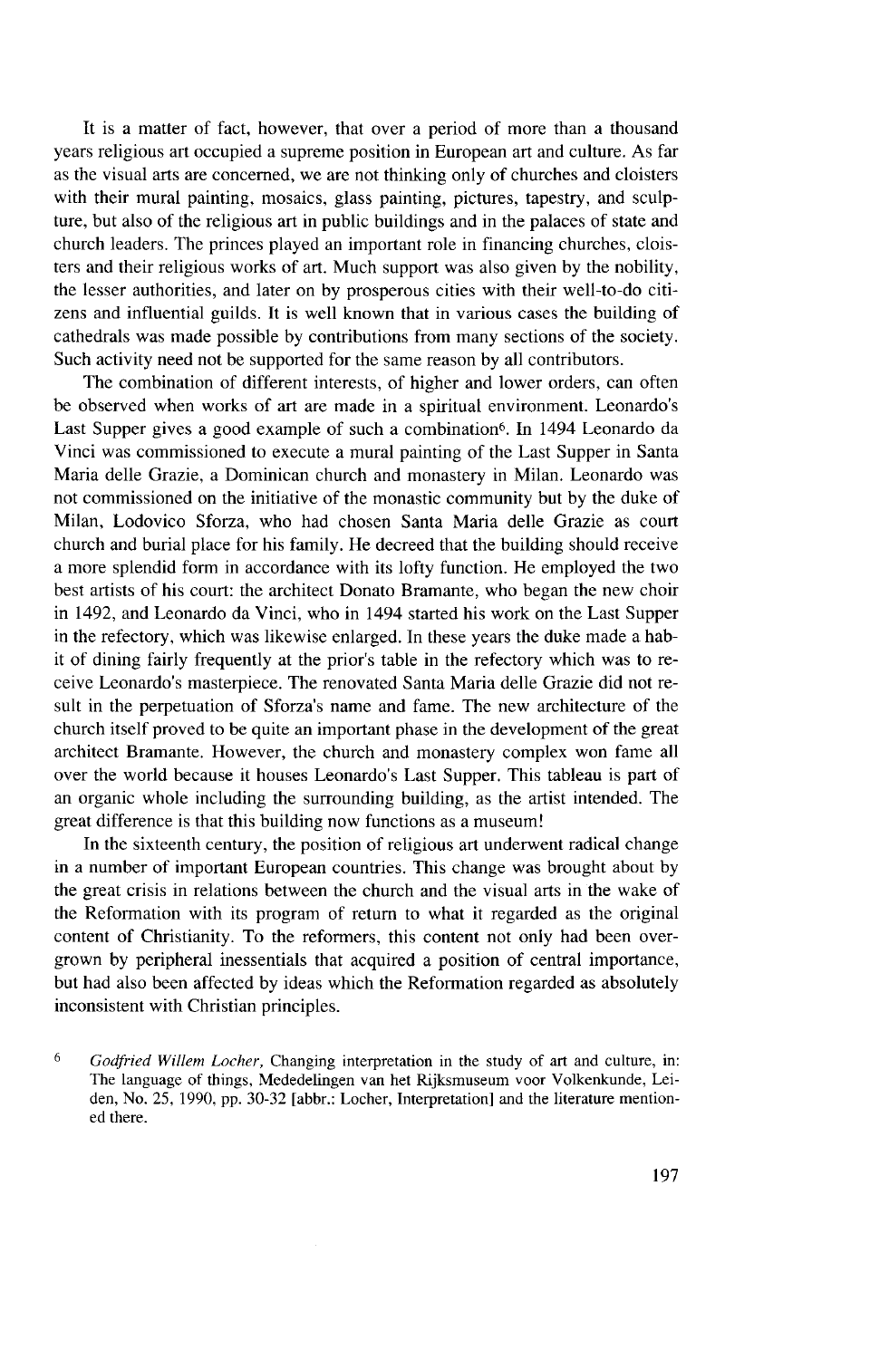It is a matter of fact, however, that over a period of more than a thousand years religious art occupied a supreme position in European art and culture. As far as the visual arts are concerned, we are not thinking only of churches and cloisters with their mural painting, mosaics, glass painting, pictures, tapestry, and sculpture, but also of the religious art in public buildings and in the palaces of state and church leaders. The princes played an important role in financing churches, cloisters and their religious works of art. Much support was also given by the nobility, the lesser authorities, and later on by prosperous cities with their well-to-do citizens and influential guilds. It is well known that in various cases the building of cathedrals was made possible by contributions from many sections of the society. Such activity need not be supported for the same reason by all contributors.

The combination of different interests, of higher and lower orders, can often be observed when works of art are made in a spiritual environment. Leonardo's Last Supper gives a good example of such a combination[6]. In 1494 Leonardo da Vinci was commissioned to execute a mural painting of the Last Supper in Santa Maria delle Grazie, a Dominican church and monastery in Milan. Leonardo was not commissioned on the initiative of the monastic community but by the duke of Milan, Lodovico Sforza, who had chosen Santa Maria delle Grazie as court church and burial place for his family. He decreed that the building should receive a more splendid form in accordance with its lofty function. He employed the two best artists of his court: the architect Donato Bramante, who began the new choir in 1492, and Leonardo da Vinci, who in 1494 started his work on the Last Supper in the refectory, which was likewise enlarged. In these years the duke made a habit of dining fairly frequently at the prior's table in the refectory which was to receive Leonardo's masterpiece. The renovated Santa Maria delle Grazie did not result in the perpetuation of Sforza's name and fame. The new architecture of the church itself proved to be quite an important phase in the development of the great architect Bramante. However, the church and monastery complex won fame all over the world because it houses Leonardo's Last Supper. This tableau is part of an organic whole including the surrounding building, as the artist intended. The great difference is that this building now functions as a museum!

In the sixteenth century, the position of religious art underwent radical change in a number of important European countries. This change was brought about by the great crisis in relations between the church and the visual arts in the wake of the Reformation with its program of return to what it regarded as the original content of Christianity. To the reformers, this content not only had been overgrown by peripheral inessentials that acquired a position of central importance, but had also been affected by ideas which the Reformation regarded as absolutely inconsistent with Christian principles.

[6] *Godfried Willem Locher,* Changing interpretation in the study of art and culture, in: The language of things, Mededelingen van het Rijksmuseum voor Volkenkunde, Leiden, No. 25, 1990, pp. 30-32 [abbr.: Locher, Interpretation] and the literature mentioned there.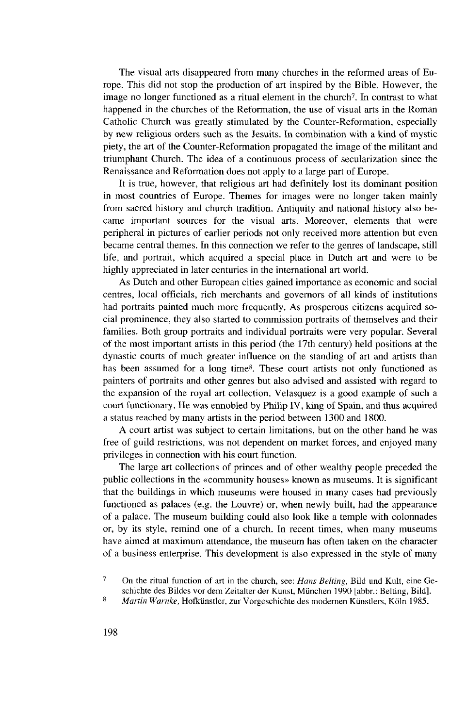The visual arts disappeared from many churches in the reformed areas of Europe. This did not stop the production of art inspired by the Bible. However, the image no longer functioned as a ritual element in the church[7]. In contrast to what happened in the churches of the Reformation, the use of visual arts in the Roman Catholic Church was greatly stimulated by the Counter-Reformation, especially by new religious orders such as the Jesuits. In combination with a kind of mystic piety, the art of the Counter-Reformation propagated the image of the militant and triumphant Church. The idea of a continuous process of secularization since the Renaissance and Reformation does not apply to a large part of Europe.

It is true, however, that religious art had definitely lost its dominant position in most countries of Europe. Themes for images were no longer taken mainly from sacred history and church tradition. Antiquity and national history also became important sources for the visual arts. Moreover, elements that were peripheral in pictures of earlier periods not only received more attention but even became central themes. In this connection we refer to the genres of landscape, still life, and portrait, which acquired a special place in Dutch art and were to be highly appreciated in later centuries in the international art world.

As Dutch and other European cities gained importance as economic and social centres, local officials, rich merchants and governors of all kinds of institutions had portraits painted much more frequently. As prosperous citizens acquired social prominence, they also started to commission portraits of themselves and their families. Both group portraits and individual portraits were very popular. Several of the most important artists in this period (the 17th century) held positions at the dynastic courts of much greater influence on the standing of art and artists than has been assumed for a long time[8]. These court artists not only functioned as painters of portraits and other genres but also advised and assisted with regard to the expansion of the royal art collection. Velasquez is a good example of such a court functionary. He was ennobled by Philip IV, king of Spain, and thus acquired a status reached by many artists in the period between 1300 and 1800.

A court artist was subject to certain limitations, but on the other hand he was free of guild restrictions, was not dependent on market forces, and enjoyed many privileges in connection with his court function.

The large art collections of princes and of other wealthy people preceded the public collections in the «community houses» known as museums. It is significant that the buildings in which museums were housed in many cases had previously functioned as palaces (e.g. the Louvre) or, when newly built, had the appearance of a palace. The museum building could also look like a temple with colonnades or, by its style, remind one of a church. In recent times, when many museums have aimed at maximum attendance, the museum has often taken on the character of a business enterprise. This development is also expressed in the style of many

---

[7] On the ritual function of art in the church, see: *Hans Belting*, Bild und Kult, eine Geschichte des Bildes vor dem Zeitalter der Kunst, München 1990 [abbr.: Belting, Bild].

[8] *Martin Warnke*, Hofkünstler, zur Vorgeschichte des modernen Künstlers, Köln 1985.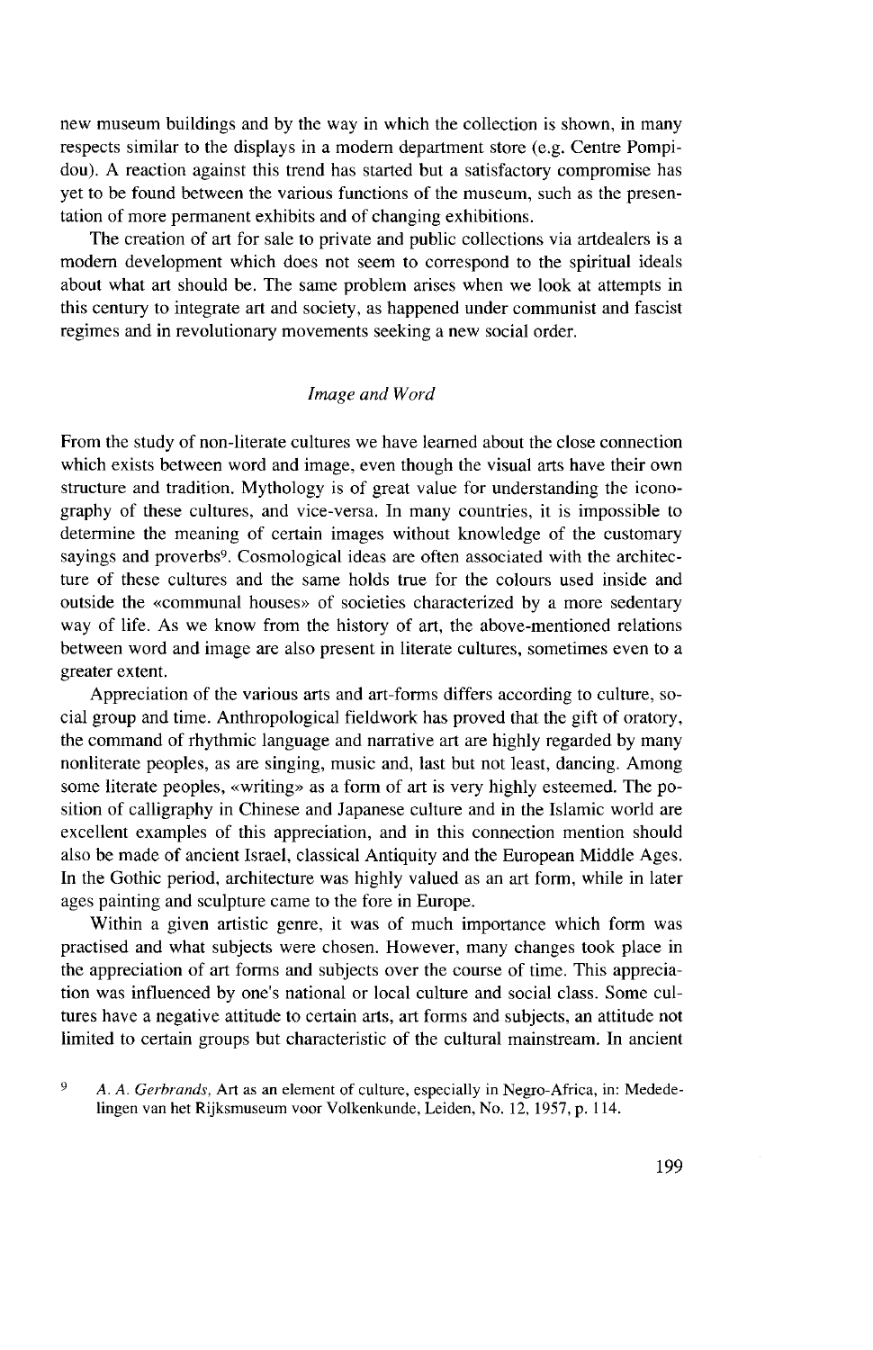new museum buildings and by the way in which the collection is shown, in many respects similar to the displays in a modern department store (e.g. Centre Pompidou). A reaction against this trend has started but a satisfactory compromise has yet to be found between the various functions of the museum, such as the presentation of more permanent exhibits and of changing exhibitions.

The creation of art for sale to private and public collections via artdealers is a modern development which does not seem to correspond to the spiritual ideals about what art should be. The same problem arises when we look at attempts in this century to integrate art and society, as happened under communist and fascist regimes and in revolutionary movements seeking a new social order.

## *Image and Word*

From the study of non-literate cultures we have learned about the close connection which exists between word and image, even though the visual arts have their own structure and tradition. Mythology is of great value for understanding the iconography of these cultures, and vice-versa. In many countries, it is impossible to determine the meaning of certain images without knowledge of the customary sayings and proverbs[9]. Cosmological ideas are often associated with the architecture of these cultures and the same holds true for the colours used inside and outside the «communal houses» of societies characterized by a more sedentary way of life. As we know from the history of art, the above-mentioned relations between word and image are also present in literate cultures, sometimes even to a greater extent.

Appreciation of the various arts and art-forms differs according to culture, social group and time. Anthropological fieldwork has proved that the gift of oratory, the command of rhythmic language and narrative art are highly regarded by many nonliterate peoples, as are singing, music and, last but not least, dancing. Among some literate peoples, «writing» as a form of art is very highly esteemed. The position of calligraphy in Chinese and Japanese culture and in the Islamic world are excellent examples of this appreciation, and in this connection mention should also be made of ancient Israel, classical Antiquity and the European Middle Ages. In the Gothic period, architecture was highly valued as an art form, while in later ages painting and sculpture came to the fore in Europe.

Within a given artistic genre, it was of much importance which form was practised and what subjects were chosen. However, many changes took place in the appreciation of art forms and subjects over the course of time. This appreciation was influenced by one's national or local culture and social class. Some cultures have a negative attitude to certain arts, art forms and subjects, an attitude not limited to certain groups but characteristic of the cultural mainstream. In ancient

[9] *A. A. Gerbrands*, Art as an element of culture, especially in Negro-Africa, in: Mededelingen van het Rijksmuseum voor Volkenkunde, Leiden, No. 12, 1957, p. 114.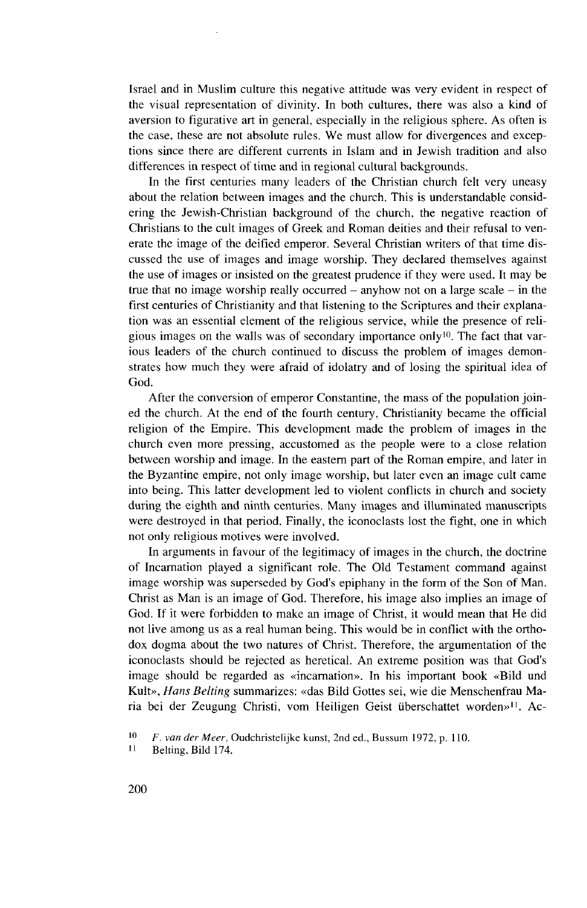Israel and in Muslim culture this negative attitude was very evident in respect of the visual representation of divinity. In both cultures, there was also a kind of aversion to figurative art in general, especially in the religious sphere. As often is the case, these are not absolute rules. We must allow for divergences and exceptions since there are different currents in Islam and in Jewish tradition and also differences in respect of time and in regional cultural backgrounds.

In the first centuries many leaders of the Christian church felt very uneasy about the relation between images and the church. This is understandable considering the Jewish-Christian background of the church, the negative reaction of Christians to the cult images of Greek and Roman deities and their refusal to venerate the image of the deified emperor. Several Christian writers of that time discussed the use of images and image worship. They declared themselves against the use of images or insisted on the greatest prudence if they were used. It may be true that no image worship really occurred – anyhow not on a large scale – in the first centuries of Christianity and that listening to the Scriptures and their explanation was an essential element of the religious service, while the presence of religious images on the walls was of secondary importance only[10]. The fact that various leaders of the church continued to discuss the problem of images demonstrates how much they were afraid of idolatry and of losing the spiritual idea of God.

After the conversion of emperor Constantine, the mass of the population joined the church. At the end of the fourth century, Christianity became the official religion of the Empire. This development made the problem of images in the church even more pressing, accustomed as the people were to a close relation between worship and image. In the eastern part of the Roman empire, and later in the Byzantine empire, not only image worship, but later even an image cult came into being. This latter development led to violent conflicts in church and society during the eighth and ninth centuries. Many images and illuminated manuscripts were destroyed in that period. Finally, the iconoclasts lost the fight, one in which not only religious motives were involved.

In arguments in favour of the legitimacy of images in the church, the doctrine of Incarnation played a significant role. The Old Testament command against image worship was superseded by God's epiphany in the form of the Son of Man. Christ as Man is an image of God. Therefore, his image also implies an image of God. If it were forbidden to make an image of Christ, it would mean that He did not live among us as a real human being. This would be in conflict with the orthodox dogma about the two natures of Christ. Therefore, the argumentation of the iconoclasts should be rejected as heretical. An extreme position was that God's image should be regarded as «incarnation». In his important book «Bild und Kult», *Hans Belting* summarizes: «das Bild Gottes sei, wie die Menschenfrau Maria bei der Zeugung Christi, vom Heiligen Geist überschattet worden»[11]. Ac-

[10] *F. van der Meer*, Oudchristelijke kunst, 2nd ed., Bussum 1972, p. 110.

[11] Belting, Bild 174.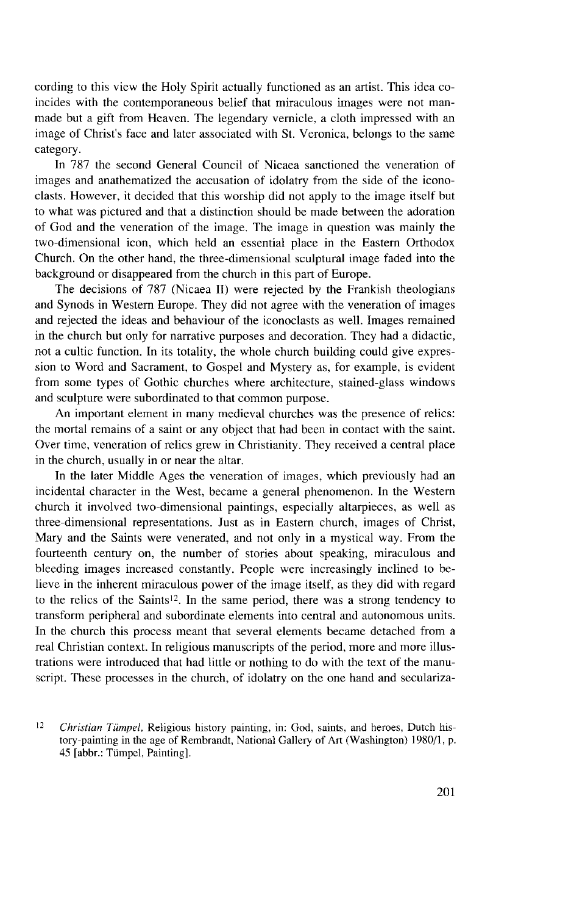cording to this view the Holy Spirit actually functioned as an artist. This idea coincides with the contemporaneous belief that miraculous images were not man-made but a gift from Heaven. The legendary vernicle, a cloth impressed with an image of Christ's face and later associated with St. Veronica, belongs to the same category.

In 787 the second General Council of Nicaea sanctioned the veneration of images and anathematized the accusation of idolatry from the side of the iconoclasts. However, it decided that this worship did not apply to the image itself but to what was pictured and that a distinction should be made between the adoration of God and the veneration of the image. The image in question was mainly the two-dimensional icon, which held an essential place in the Eastern Orthodox Church. On the other hand, the three-dimensional sculptural image faded into the background or disappeared from the church in this part of Europe.

The decisions of 787 (Nicaea II) were rejected by the Frankish theologians and Synods in Western Europe. They did not agree with the veneration of images and rejected the ideas and behaviour of the iconoclasts as well. Images remained in the church but only for narrative purposes and decoration. They had a didactic, not a cultic function. In its totality, the whole church building could give expression to Word and Sacrament, to Gospel and Mystery as, for example, is evident from some types of Gothic churches where architecture, stained-glass windows and sculpture were subordinated to that common purpose.

An important element in many medieval churches was the presence of relics: the mortal remains of a saint or any object that had been in contact with the saint. Over time, veneration of relics grew in Christianity. They received a central place in the church, usually in or near the altar.

In the later Middle Ages the veneration of images, which previously had an incidental character in the West, became a general phenomenon. In the Western church it involved two-dimensional paintings, especially altarpieces, as well as three-dimensional representations. Just as in Eastern church, images of Christ, Mary and the Saints were venerated, and not only in a mystical way. From the fourteenth century on, the number of stories about speaking, miraculous and bleeding images increased constantly. People were increasingly inclined to believe in the inherent miraculous power of the image itself, as they did with regard to the relics of the Saints[12]. In the same period, there was a strong tendency to transform peripheral and subordinate elements into central and autonomous units. In the church this process meant that several elements became detached from a real Christian context. In religious manuscripts of the period, more and more illustrations were introduced that had little or nothing to do with the text of the manuscript. These processes in the church, of idolatry on the one hand and seculariza-

---

[12] *Christian Tümpel,* Religious history painting, in: God, saints, and heroes, Dutch history-painting in the age of Rembrandt, National Gallery of Art (Washington) 1980/1, p. 45 [abbr.: Tümpel, Painting].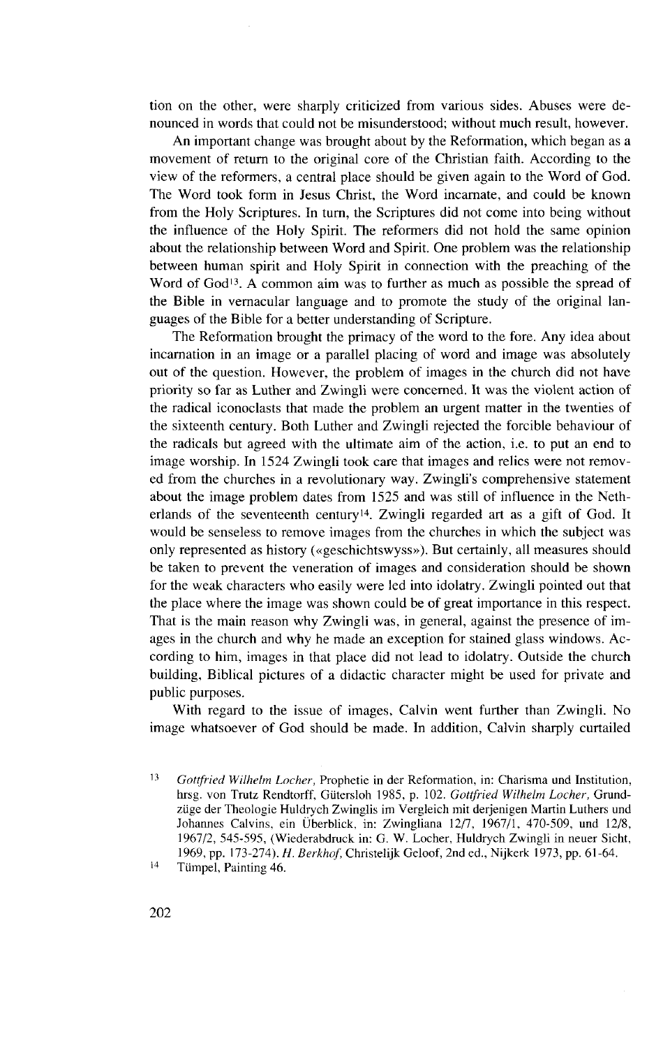tion on the other, were sharply criticized from various sides. Abuses were denounced in words that could not be misunderstood; without much result, however.

An important change was brought about by the Reformation, which began as a movement of return to the original core of the Christian faith. According to the view of the reformers, a central place should be given again to the Word of God. The Word took form in Jesus Christ, the Word incarnate, and could be known from the Holy Scriptures. In turn, the Scriptures did not come into being without the influence of the Holy Spirit. The reformers did not hold the same opinion about the relationship between Word and Spirit. One problem was the relationship between human spirit and Holy Spirit in connection with the preaching of the Word of God[13]. A common aim was to further as much as possible the spread of the Bible in vernacular language and to promote the study of the original languages of the Bible for a better understanding of Scripture.

The Reformation brought the primacy of the word to the fore. Any idea about incarnation in an image or a parallel placing of word and image was absolutely out of the question. However, the problem of images in the church did not have priority so far as Luther and Zwingli were concerned. It was the violent action of the radical iconoclasts that made the problem an urgent matter in the twenties of the sixteenth century. Both Luther and Zwingli rejected the forcible behaviour of the radicals but agreed with the ultimate aim of the action, i.e. to put an end to image worship. In 1524 Zwingli took care that images and relics were not removed from the churches in a revolutionary way. Zwingli's comprehensive statement about the image problem dates from 1525 and was still of influence in the Netherlands of the seventeenth century[14]. Zwingli regarded art as a gift of God. It would be senseless to remove images from the churches in which the subject was only represented as history («geschichtswyss»). But certainly, all measures should be taken to prevent the veneration of images and consideration should be shown for the weak characters who easily were led into idolatry. Zwingli pointed out that the place where the image was shown could be of great importance in this respect. That is the main reason why Zwingli was, in general, against the presence of images in the church and why he made an exception for stained glass windows. According to him, images in that place did not lead to idolatry. Outside the church building, Biblical pictures of a didactic character might be used for private and public purposes.

With regard to the issue of images, Calvin went further than Zwingli. No image whatsoever of God should be made. In addition, Calvin sharply curtailed

---

[13] *Gottfried Wilhelm Locher*, Prophetie in der Reformation, in: Charisma und Institution, hrsg. von Trutz Rendtorff, Gütersloh 1985, p. 102. *Gottfried Wilhelm Locher*, Grundzüge der Theologie Huldrych Zwinglis im Vergleich mit derjenigen Martin Luthers und Johannes Calvins, ein Überblick, in: Zwingliana 12/7, 1967/1, 470-509, und 12/8, 1967/2, 545-595, (Wiederabdruck in: G. W. Locher, Huldrych Zwingli in neuer Sicht, 1969, pp. 173-274). *H. Berkhof*, Christelijk Geloof, 2nd ed., Nijkerk 1973, pp. 61-64.

[14] Tümpel, Painting 46.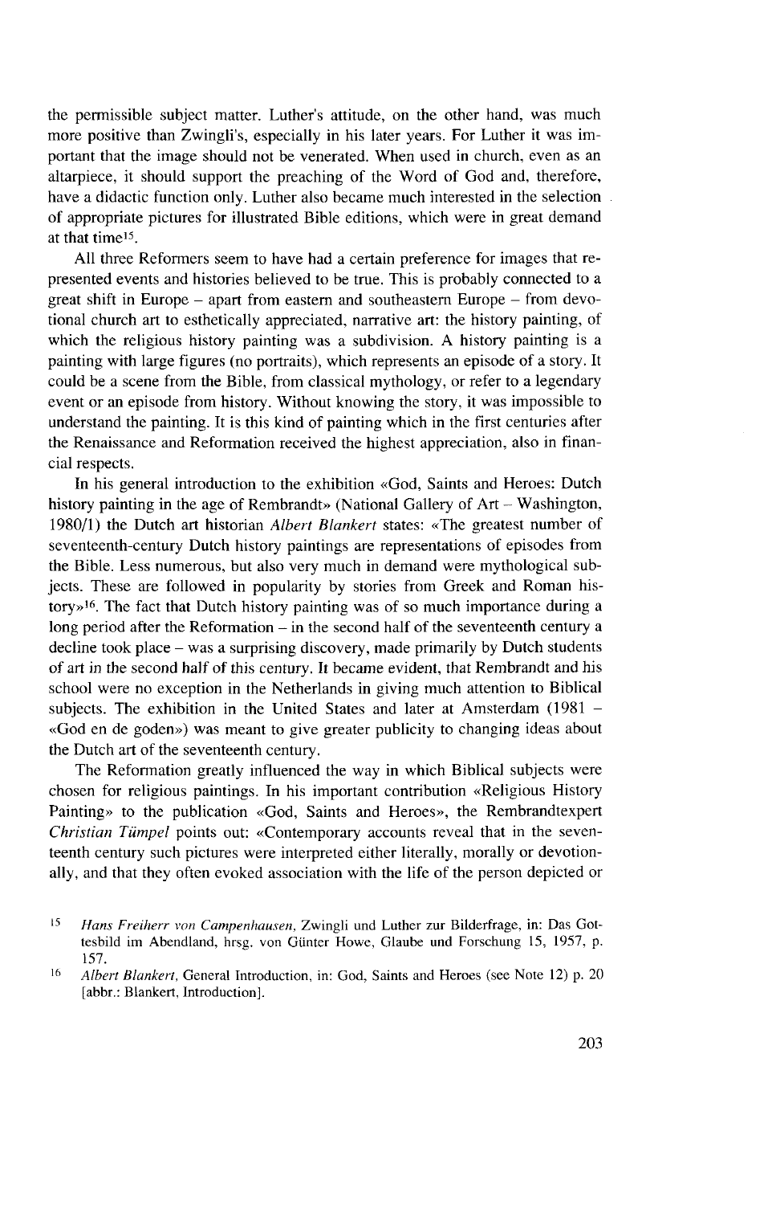the permissible subject matter. Luther's attitude, on the other hand, was much more positive than Zwingli's, especially in his later years. For Luther it was important that the image should not be venerated. When used in church, even as an altarpiece, it should support the preaching of the Word of God and, therefore, have a didactic function only. Luther also became much interested in the selection of appropriate pictures for illustrated Bible editions, which were in great demand at that time[15].

All three Reformers seem to have had a certain preference for images that represented events and histories believed to be true. This is probably connected to a great shift in Europe – apart from eastern and southeastern Europe – from devotional church art to esthetically appreciated, narrative art: the history painting, of which the religious history painting was a subdivision. A history painting is a painting with large figures (no portraits), which represents an episode of a story. It could be a scene from the Bible, from classical mythology, or refer to a legendary event or an episode from history. Without knowing the story, it was impossible to understand the painting. It is this kind of painting which in the first centuries after the Renaissance and Reformation received the highest appreciation, also in financial respects.

In his general introduction to the exhibition «God, Saints and Heroes: Dutch history painting in the age of Rembrandt» (National Gallery of Art – Washington, 1980/1) the Dutch art historian *Albert Blankert* states: «The greatest number of seventeenth-century Dutch history paintings are representations of episodes from the Bible. Less numerous, but also very much in demand were mythological subjects. These are followed in popularity by stories from Greek and Roman history»[16]. The fact that Dutch history painting was of so much importance during a long period after the Reformation – in the second half of the seventeenth century a decline took place – was a surprising discovery, made primarily by Dutch students of art in the second half of this century. It became evident, that Rembrandt and his school were no exception in the Netherlands in giving much attention to Biblical subjects. The exhibition in the United States and later at Amsterdam (1981 – «God en de goden») was meant to give greater publicity to changing ideas about the Dutch art of the seventeenth century.

The Reformation greatly influenced the way in which Biblical subjects were chosen for religious paintings. In his important contribution «Religious History Painting» to the publication «God, Saints and Heroes», the Rembrandtexpert *Christian Tümpel* points out: «Contemporary accounts reveal that in the seventeenth century such pictures were interpreted either literally, morally or devotionally, and that they often evoked association with the life of the person depicted or

[15] *Hans Freiherr von Campenhausen*, Zwingli und Luther zur Bilderfrage, in: Das Gottesbild im Abendland, hrsg. von Günter Howe, Glaube und Forschung 15, 1957, p. 157.

[16] *Albert Blankert*, General Introduction, in: God, Saints and Heroes (see Note 12) p. 20 [abbr.: Blankert, Introduction].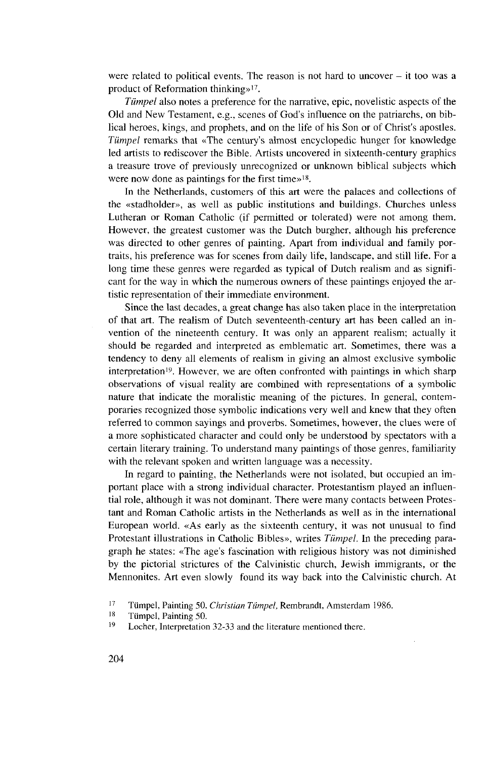were related to political events. The reason is not hard to uncover – it too was a product of Reformation thinking»[17].

*Tümpel* also notes a preference for the narrative, epic, novelistic aspects of the Old and New Testament, e.g., scenes of God's influence on the patriarchs, on biblical heroes, kings, and prophets, and on the life of his Son or of Christ's apostles. *Tümpel* remarks that «The century's almost encyclopedic hunger for knowledge led artists to rediscover the Bible. Artists uncovered in sixteenth-century graphics a treasure trove of previously unrecognized or unknown biblical subjects which were now done as paintings for the first time»[18].

In the Netherlands, customers of this art were the palaces and collections of the «stadholder», as well as public institutions and buildings. Churches unless Lutheran or Roman Catholic (if permitted or tolerated) were not among them. However, the greatest customer was the Dutch burgher, although his preference was directed to other genres of painting. Apart from individual and family portraits, his preference was for scenes from daily life, landscape, and still life. For a long time these genres were regarded as typical of Dutch realism and as significant for the way in which the numerous owners of these paintings enjoyed the artistic representation of their immediate environment.

Since the last decades, a great change has also taken place in the interpretation of that art. The realism of Dutch seventeenth-century art has been called an invention of the nineteenth century. It was only an apparent realism; actually it should be regarded and interpreted as emblematic art. Sometimes, there was a tendency to deny all elements of realism in giving an almost exclusive symbolic interpretation[19]. However, we are often confronted with paintings in which sharp observations of visual reality are combined with representations of a symbolic nature that indicate the moralistic meaning of the pictures. In general, contemporaries recognized those symbolic indications very well and knew that they often referred to common sayings and proverbs. Sometimes, however, the clues were of a more sophisticated character and could only be understood by spectators with a certain literary training. To understand many paintings of those genres, familiarity with the relevant spoken and written language was a necessity.

In regard to painting, the Netherlands were not isolated, but occupied an important place with a strong individual character. Protestantism played an influential role, although it was not dominant. There were many contacts between Protestant and Roman Catholic artists in the Netherlands as well as in the international European world. «As early as the sixteenth century, it was not unusual to find Protestant illustrations in Catholic Bibles», writes *Tümpel*. In the preceding paragraph he states: «The age's fascination with religious history was not diminished by the pictorial strictures of the Calvinistic church, Jewish immigrants, or the Mennonites. Art even slowly found its way back into the Calvinistic church. At

[17] Tümpel, Painting 50. *Christian Tümpel*, Rembrandt, Amsterdam 1986.

[18] Tümpel, Painting 50.

[19] Locher, Interpretation 32-33 and the literature mentioned there.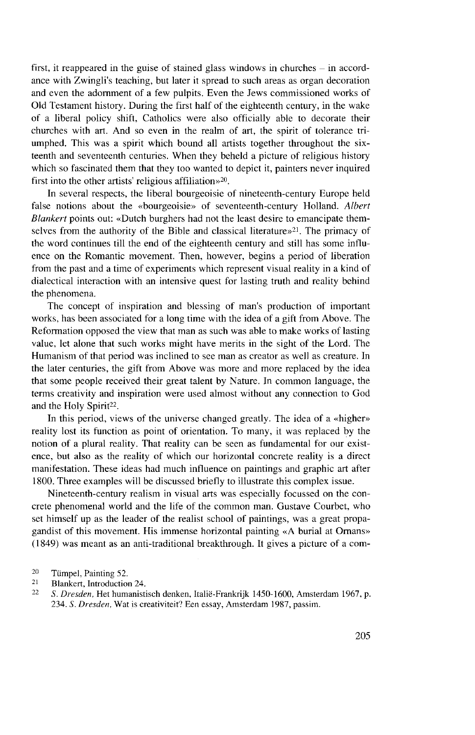first, it reappeared in the guise of stained glass windows in churches – in accordance with Zwingli's teaching, but later it spread to such areas as organ decoration and even the adornment of a few pulpits. Even the Jews commissioned works of Old Testament history. During the first half of the eighteenth century, in the wake of a liberal policy shift, Catholics were also officially able to decorate their churches with art. And so even in the realm of art, the spirit of tolerance triumphed. This was a spirit which bound all artists together throughout the sixteenth and seventeenth centuries. When they beheld a picture of religious history which so fascinated them that they too wanted to depict it, painters never inquired first into the other artists' religious affiliation»[20].

In several respects, the liberal bourgeoisie of nineteenth-century Europe held false notions about the «bourgeoisie» of seventeenth-century Holland. *Albert Blankert* points out: «Dutch burghers had not the least desire to emancipate themselves from the authority of the Bible and classical literature»[21]. The primacy of the word continues till the end of the eighteenth century and still has some influence on the Romantic movement. Then, however, begins a period of liberation from the past and a time of experiments which represent visual reality in a kind of dialectical interaction with an intensive quest for lasting truth and reality behind the phenomena.

The concept of inspiration and blessing of man's production of important works, has been associated for a long time with the idea of a gift from Above. The Reformation opposed the view that man as such was able to make works of lasting value, let alone that such works might have merits in the sight of the Lord. The Humanism of that period was inclined to see man as creator as well as creature. In the later centuries, the gift from Above was more and more replaced by the idea that some people received their great talent by Nature. In common language, the terms creativity and inspiration were used almost without any connection to God and the Holy Spirit[22].

In this period, views of the universe changed greatly. The idea of a «higher» reality lost its function as point of orientation. To many, it was replaced by the notion of a plural reality. That reality can be seen as fundamental for our existence, but also as the reality of which our horizontal concrete reality is a direct manifestation. These ideas had much influence on paintings and graphic art after 1800. Three examples will be discussed briefly to illustrate this complex issue.

Nineteenth-century realism in visual arts was especially focussed on the concrete phenomenal world and the life of the common man. Gustave Courbet, who set himself up as the leader of the realist school of paintings, was a great propagandist of this movement. His immense horizontal painting «A burial at Ornans» (1849) was meant as an anti-traditional breakthrough. It gives a picture of a com-

[20] Tümpel, Painting 52.

[21] Blankert, Introduction 24.

[22] *S. Dresden*, Het humanistisch denken, Italië-Frankrijk 1450-1600, Amsterdam 1967, p. 234. *S. Dresden*, Wat is creativiteit? Een essay, Amsterdam 1987, passim.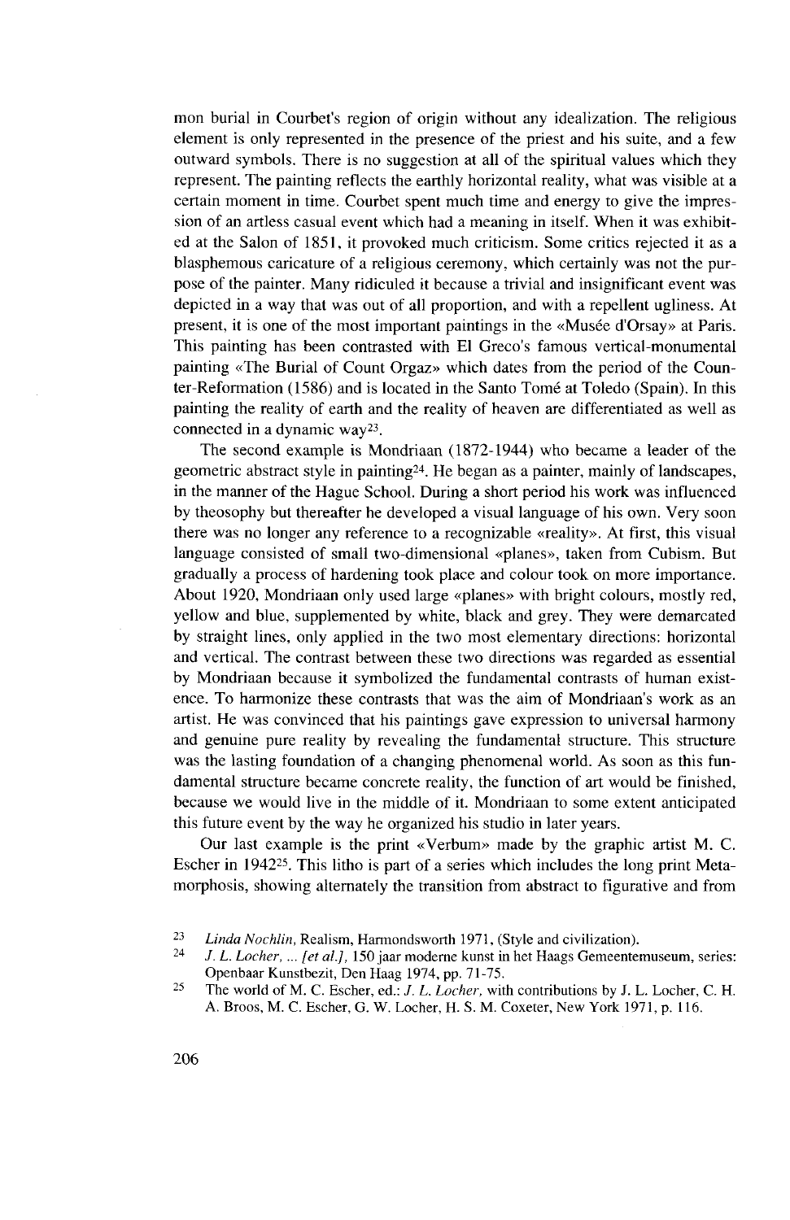mon burial in Courbet's region of origin without any idealization. The religious element is only represented in the presence of the priest and his suite, and a few outward symbols. There is no suggestion at all of the spiritual values which they represent. The painting reflects the earthly horizontal reality, what was visible at a certain moment in time. Courbet spent much time and energy to give the impression of an artless casual event which had a meaning in itself. When it was exhibited at the Salon of 1851, it provoked much criticism. Some critics rejected it as a blasphemous caricature of a religious ceremony, which certainly was not the purpose of the painter. Many ridiculed it because a trivial and insignificant event was depicted in a way that was out of all proportion, and with a repellent ugliness. At present, it is one of the most important paintings in the «Musée d'Orsay» at Paris. This painting has been contrasted with El Greco's famous vertical-monumental painting «The Burial of Count Orgaz» which dates from the period of the Counter-Reformation (1586) and is located in the Santo Tomé at Toledo (Spain). In this painting the reality of earth and the reality of heaven are differentiated as well as connected in a dynamic way[23].

The second example is Mondriaan (1872-1944) who became a leader of the geometric abstract style in painting[24]. He began as a painter, mainly of landscapes, in the manner of the Hague School. During a short period his work was influenced by theosophy but thereafter he developed a visual language of his own. Very soon there was no longer any reference to a recognizable «reality». At first, this visual language consisted of small two-dimensional «planes», taken from Cubism. But gradually a process of hardening took place and colour took on more importance. About 1920, Mondriaan only used large «planes» with bright colours, mostly red, yellow and blue, supplemented by white, black and grey. They were demarcated by straight lines, only applied in the two most elementary directions: horizontal and vertical. The contrast between these two directions was regarded as essential by Mondriaan because it symbolized the fundamental contrasts of human existence. To harmonize these contrasts that was the aim of Mondriaan's work as an artist. He was convinced that his paintings gave expression to universal harmony and genuine pure reality by revealing the fundamental structure. This structure was the lasting foundation of a changing phenomenal world. As soon as this fundamental structure became concrete reality, the function of art would be finished, because we would live in the middle of it. Mondriaan to some extent anticipated this future event by the way he organized his studio in later years.

Our last example is the print «Verbum» made by the graphic artist M. C. Escher in 1942[25]. This litho is part of a series which includes the long print Metamorphosis, showing alternately the transition from abstract to figurative and from

---

[23] *Linda Nochlin*, Realism, Harmondsworth 1971, (Style and civilization).

[24] *J. L. Locher, ... [et al.]*, 150 jaar moderne kunst in het Haags Gemeentemuseum, series: Openbaar Kunstbezit, Den Haag 1974, pp. 71-75.

[25] The world of M. C. Escher, ed.: *J. L. Locher*, with contributions by J. L. Locher, C. H. A. Broos, M. C. Escher, G. W. Locher, H. S. M. Coxeter, New York 1971, p. 116.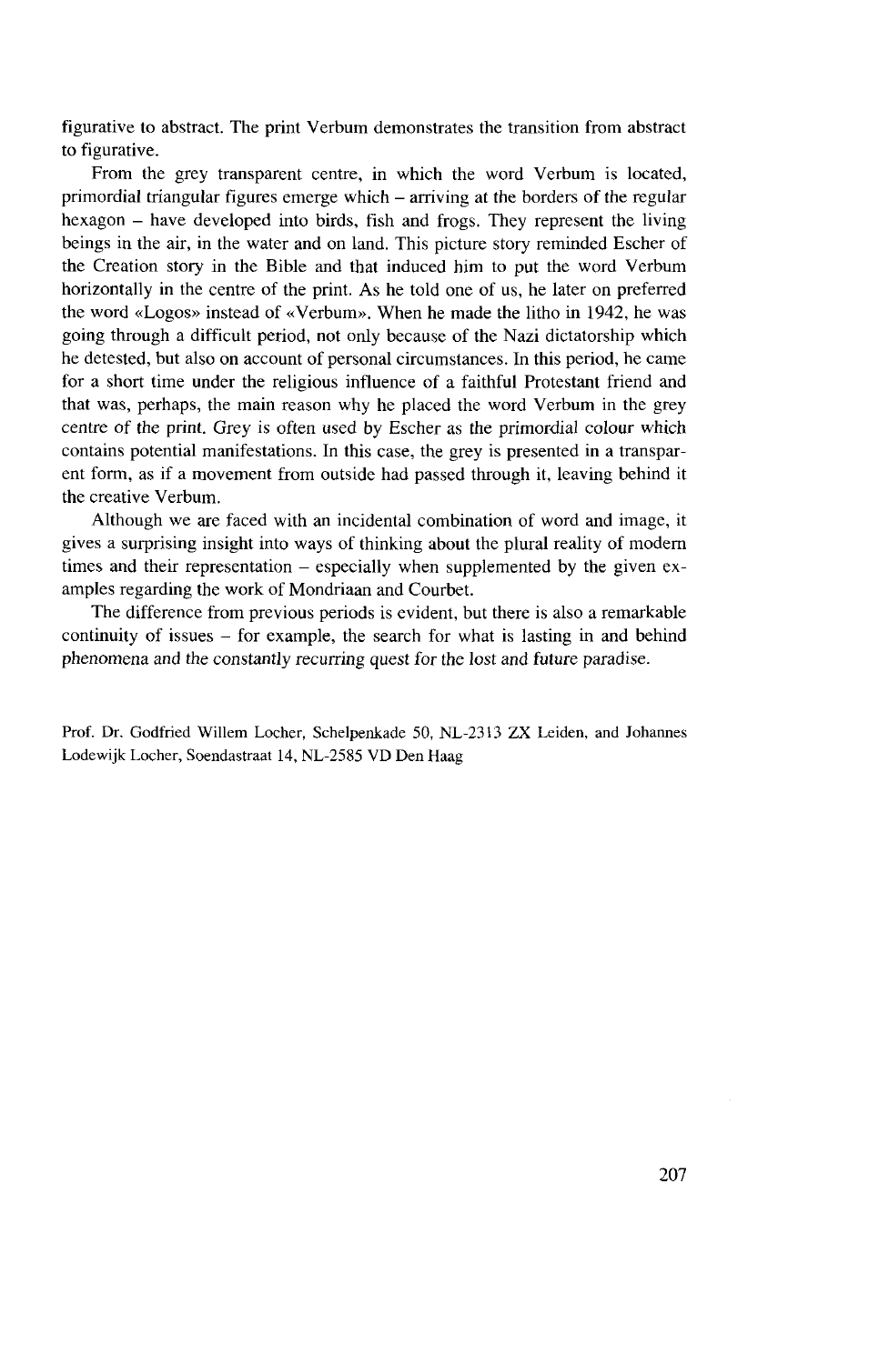figurative to abstract. The print Verbum demonstrates the transition from abstract to figurative.

From the grey transparent centre, in which the word Verbum is located, primordial triangular figures emerge which – arriving at the borders of the regular hexagon – have developed into birds, fish and frogs. They represent the living beings in the air, in the water and on land. This picture story reminded Escher of the Creation story in the Bible and that induced him to put the word Verbum horizontally in the centre of the print. As he told one of us, he later on preferred the word «Logos» instead of «Verbum». When he made the litho in 1942, he was going through a difficult period, not only because of the Nazi dictatorship which he detested, but also on account of personal circumstances. In this period, he came for a short time under the religious influence of a faithful Protestant friend and that was, perhaps, the main reason why he placed the word Verbum in the grey centre of the print. Grey is often used by Escher as the primordial colour which contains potential manifestations. In this case, the grey is presented in a transparent form, as if a movement from outside had passed through it, leaving behind it the creative Verbum.

Although we are faced with an incidental combination of word and image, it gives a surprising insight into ways of thinking about the plural reality of modern times and their representation – especially when supplemented by the given examples regarding the work of Mondriaan and Courbet.

The difference from previous periods is evident, but there is also a remarkable continuity of issues – for example, the search for what is lasting in and behind phenomena and the constantly recurring quest for the lost and future paradise.

Prof. Dr. Godfried Willem Locher, Schelpenkade 50, NL-2313 ZX Leiden, and Johannes Lodewijk Locher, Soendastraat 14, NL-2585 VD Den Haag